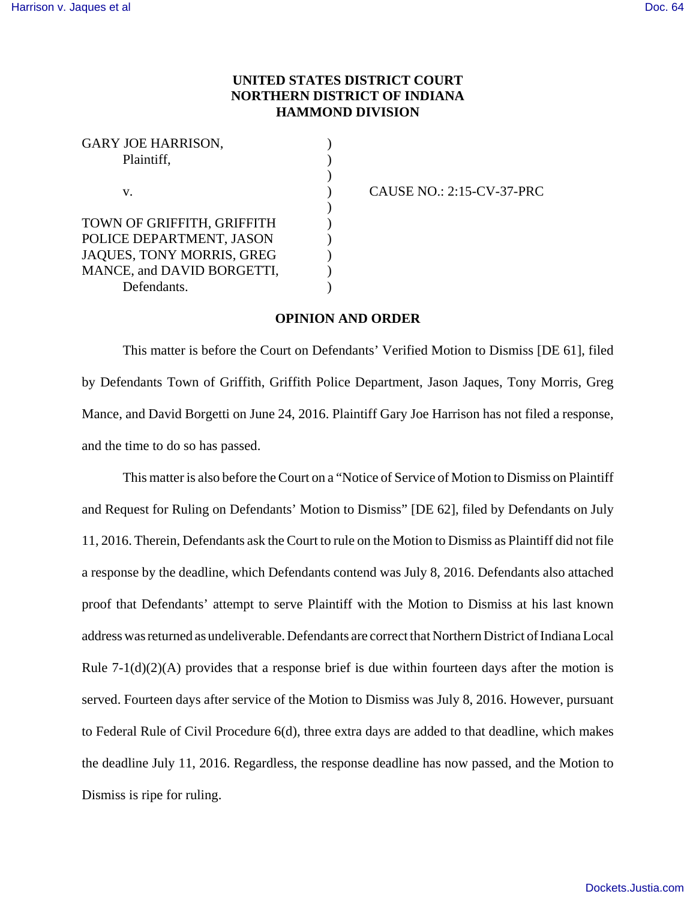**UNITED STATES DISTRICT COURT**
**NORTHERN DISTRICT OF INDIANA**
**HAMMOND DIVISION**

GARY JOE HARRISON,
Plaintiff,

v.

TOWN OF GRIFFITH, GRIFFITH POLICE DEPARTMENT, JASON JAQUES, TONY MORRIS, GREG MANCE, and DAVID BORGETTI,
Defendants.

CAUSE NO.: 2:15-CV-37-PRC

**OPINION AND ORDER**

This matter is before the Court on Defendants' Verified Motion to Dismiss [DE 61], filed by Defendants Town of Griffith, Griffith Police Department, Jason Jaques, Tony Morris, Greg Mance, and David Borgetti on June 24, 2016. Plaintiff Gary Joe Harrison has not filed a response, and the time to do so has passed.

This matter is also before the Court on a "Notice of Service of Motion to Dismiss on Plaintiff and Request for Ruling on Defendants' Motion to Dismiss" [DE 62], filed by Defendants on July 11, 2016. Therein, Defendants ask the Court to rule on the Motion to Dismiss as Plaintiff did not file a response by the deadline, which Defendants contend was July 8, 2016. Defendants also attached proof that Defendants' attempt to serve Plaintiff with the Motion to Dismiss at his last known address was returned as undeliverable. Defendants are correct that Northern District of Indiana Local Rule 7-1(d)(2)(A) provides that a response brief is due within fourteen days after the motion is served. Fourteen days after service of the Motion to Dismiss was July 8, 2016. However, pursuant to Federal Rule of Civil Procedure 6(d), three extra days are added to that deadline, which makes the deadline July 11, 2016. Regardless, the response deadline has now passed, and the Motion to Dismiss is ripe for ruling.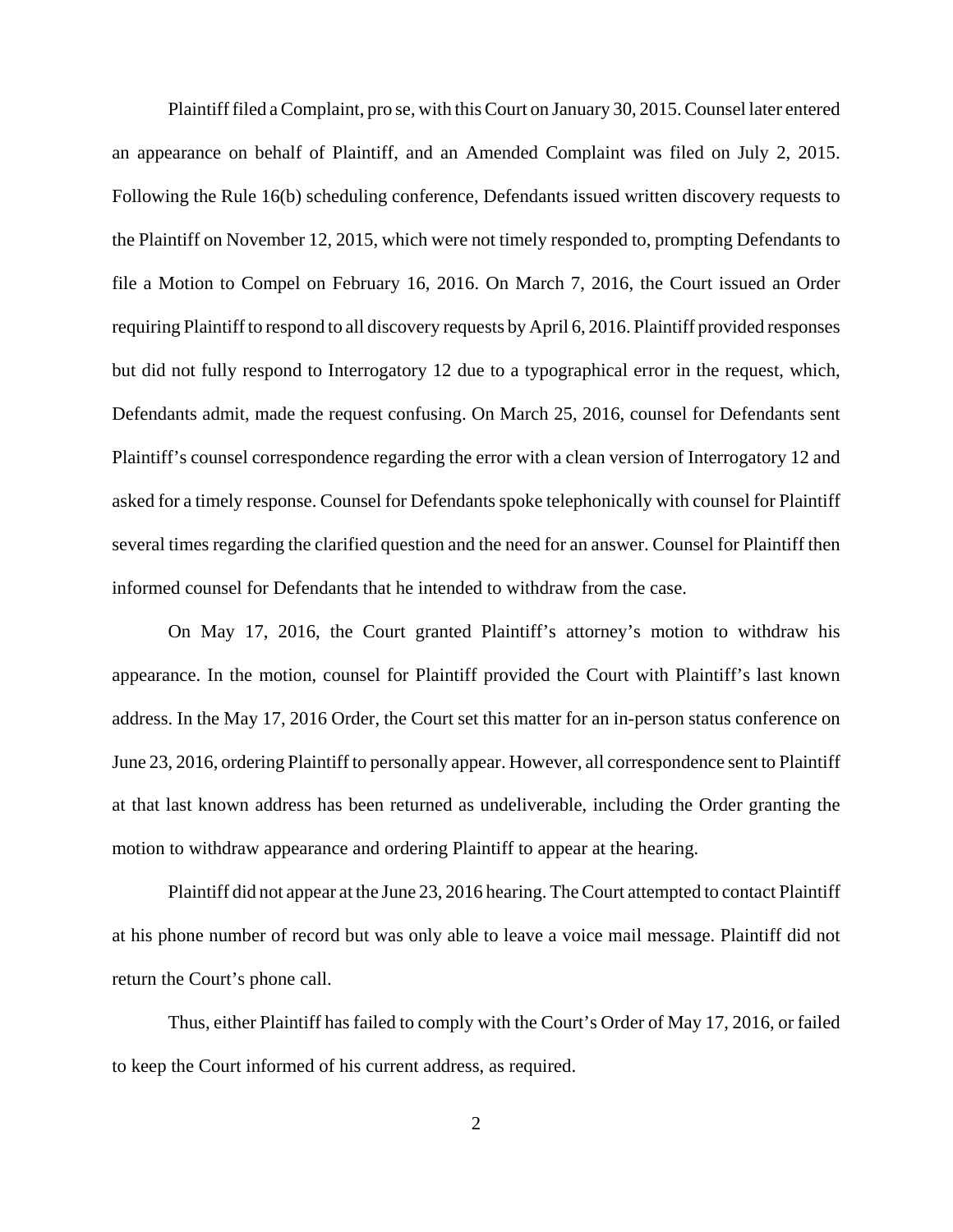Plaintiff filed a Complaint, pro se, with this Court on January 30, 2015. Counsel later entered an appearance on behalf of Plaintiff, and an Amended Complaint was filed on July 2, 2015. Following the Rule 16(b) scheduling conference, Defendants issued written discovery requests to the Plaintiff on November 12, 2015, which were not timely responded to, prompting Defendants to file a Motion to Compel on February 16, 2016. On March 7, 2016, the Court issued an Order requiring Plaintiff to respond to all discovery requests by April 6, 2016. Plaintiff provided responses but did not fully respond to Interrogatory 12 due to a typographical error in the request, which, Defendants admit, made the request confusing. On March 25, 2016, counsel for Defendants sent Plaintiff's counsel correspondence regarding the error with a clean version of Interrogatory 12 and asked for a timely response. Counsel for Defendants spoke telephonically with counsel for Plaintiff several times regarding the clarified question and the need for an answer. Counsel for Plaintiff then informed counsel for Defendants that he intended to withdraw from the case.

On May 17, 2016, the Court granted Plaintiff's attorney's motion to withdraw his appearance. In the motion, counsel for Plaintiff provided the Court with Plaintiff's last known address. In the May 17, 2016 Order, the Court set this matter for an in-person status conference on June 23, 2016, ordering Plaintiff to personally appear. However, all correspondence sent to Plaintiff at that last known address has been returned as undeliverable, including the Order granting the motion to withdraw appearance and ordering Plaintiff to appear at the hearing.

Plaintiff did not appear at the June 23, 2016 hearing. The Court attempted to contact Plaintiff at his phone number of record but was only able to leave a voice mail message. Plaintiff did not return the Court's phone call.

Thus, either Plaintiff has failed to comply with the Court's Order of May 17, 2016, or failed to keep the Court informed of his current address, as required.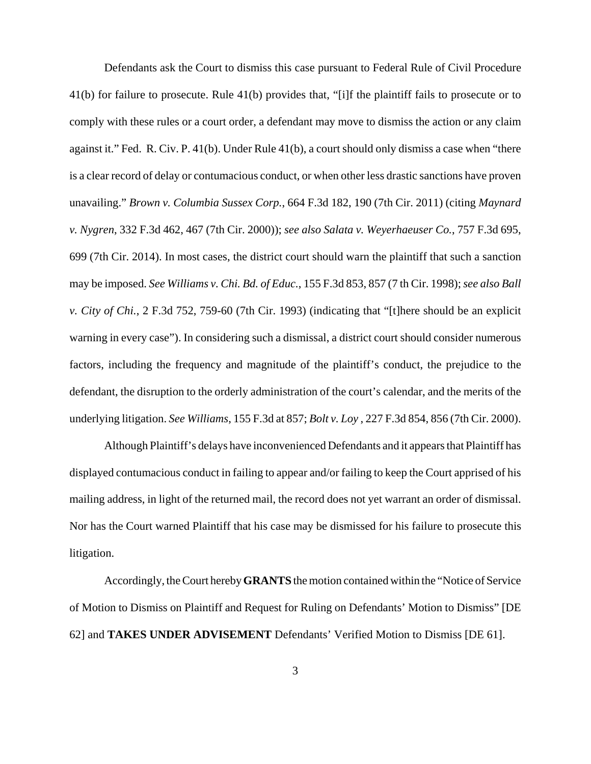Defendants ask the Court to dismiss this case pursuant to Federal Rule of Civil Procedure 41(b) for failure to prosecute. Rule 41(b) provides that, "[i]f the plaintiff fails to prosecute or to comply with these rules or a court order, a defendant may move to dismiss the action or any claim against it." Fed. R. Civ. P. 41(b). Under Rule 41(b), a court should only dismiss a case when "there is a clear record of delay or contumacious conduct, or when other less drastic sanctions have proven unavailing." *Brown v. Columbia Sussex Corp.*, 664 F.3d 182, 190 (7th Cir. 2011) (citing *Maynard v. Nygren*, 332 F.3d 462, 467 (7th Cir. 2000)); *see also Salata v. Weyerhaeuser Co.*, 757 F.3d 695, 699 (7th Cir. 2014). In most cases, the district court should warn the plaintiff that such a sanction may be imposed. *See Williams v. Chi. Bd. of Educ.*, 155 F.3d 853, 857 (7 th Cir. 1998); *see also Ball v. City of Chi.*, 2 F.3d 752, 759-60 (7th Cir. 1993) (indicating that "[t]here should be an explicit warning in every case"). In considering such a dismissal, a district court should consider numerous factors, including the frequency and magnitude of the plaintiff's conduct, the prejudice to the defendant, the disruption to the orderly administration of the court's calendar, and the merits of the underlying litigation. *See Williams*, 155 F.3d at 857; *Bolt v. Loy* , 227 F.3d 854, 856 (7th Cir. 2000).

Although Plaintiff's delays have inconvenienced Defendants and it appears that Plaintiff has displayed contumacious conduct in failing to appear and/or failing to keep the Court apprised of his mailing address, in light of the returned mail, the record does not yet warrant an order of dismissal. Nor has the Court warned Plaintiff that his case may be dismissed for his failure to prosecute this litigation.

Accordingly, the Court hereby **GRANTS** the motion contained within the "Notice of Service of Motion to Dismiss on Plaintiff and Request for Ruling on Defendants' Motion to Dismiss" [DE 62] and **TAKES UNDER ADVISEMENT** Defendants' Verified Motion to Dismiss [DE 61].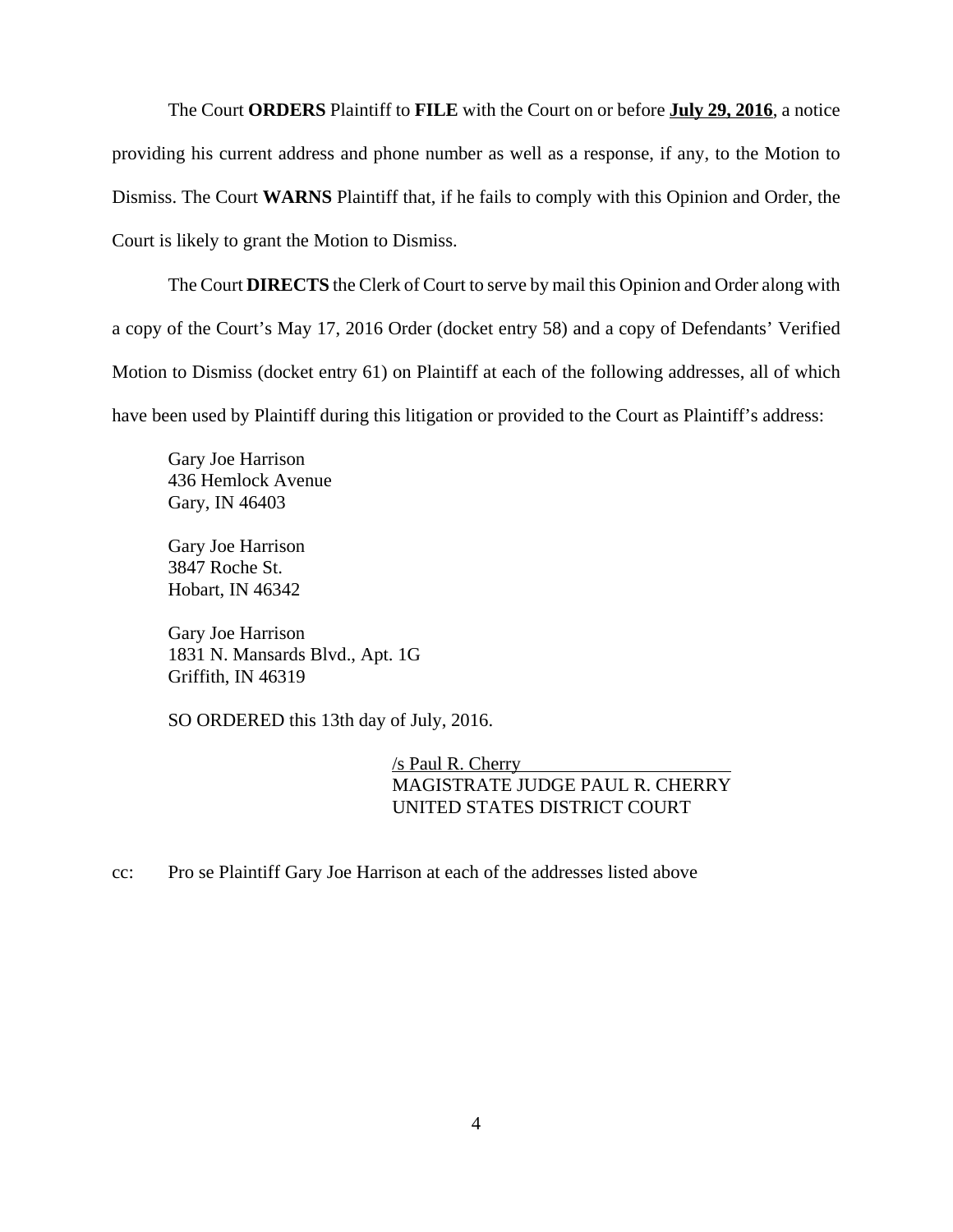The Court **ORDERS** Plaintiff to **FILE** with the Court on or before **July 29, 2016**, a notice providing his current address and phone number as well as a response, if any, to the Motion to Dismiss. The Court **WARNS** Plaintiff that, if he fails to comply with this Opinion and Order, the Court is likely to grant the Motion to Dismiss.

The Court **DIRECTS** the Clerk of Court to serve by mail this Opinion and Order along with a copy of the Court's May 17, 2016 Order (docket entry 58) and a copy of Defendants' Verified Motion to Dismiss (docket entry 61) on Plaintiff at each of the following addresses, all of which have been used by Plaintiff during this litigation or provided to the Court as Plaintiff's address:

Gary Joe Harrison
436 Hemlock Avenue
Gary, IN 46403

Gary Joe Harrison
3847 Roche St.
Hobart, IN 46342

Gary Joe Harrison
1831 N. Mansards Blvd., Apt. 1G
Griffith, IN 46319

SO ORDERED this 13th day of July, 2016.

/s Paul R. Cherry
MAGISTRATE JUDGE PAUL R. CHERRY
UNITED STATES DISTRICT COURT

cc: Pro se Plaintiff Gary Joe Harrison at each of the addresses listed above